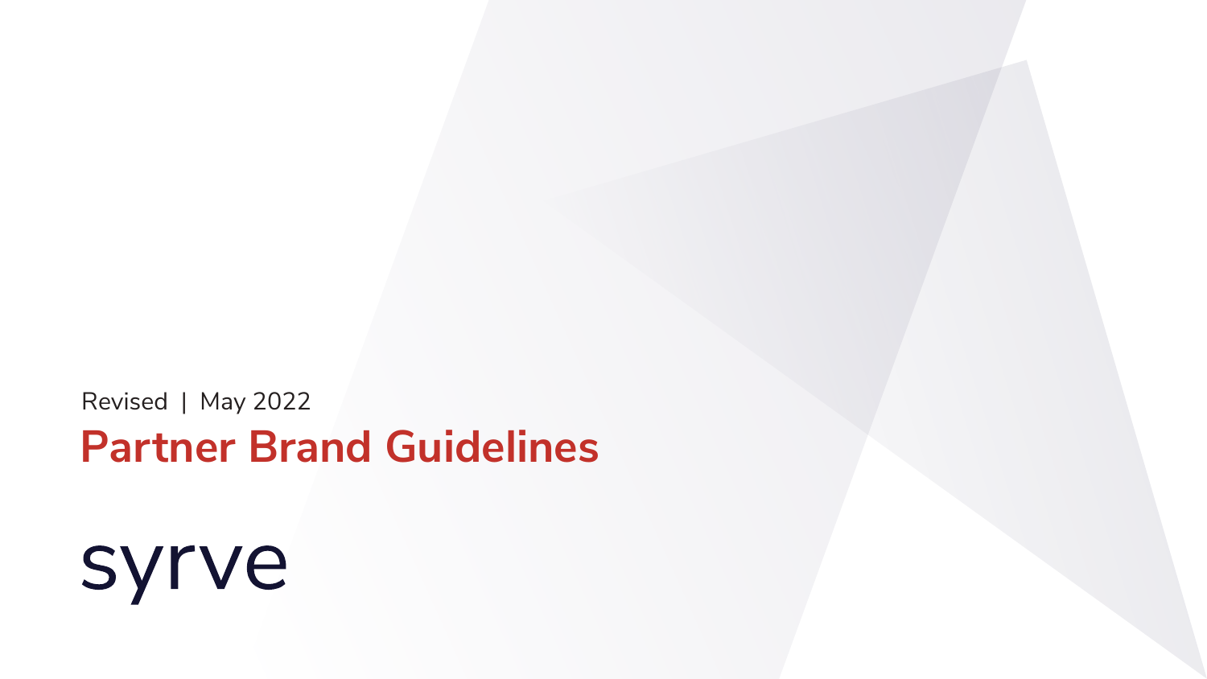Revised | May 2022

# Partner Brand Guidelines

syrve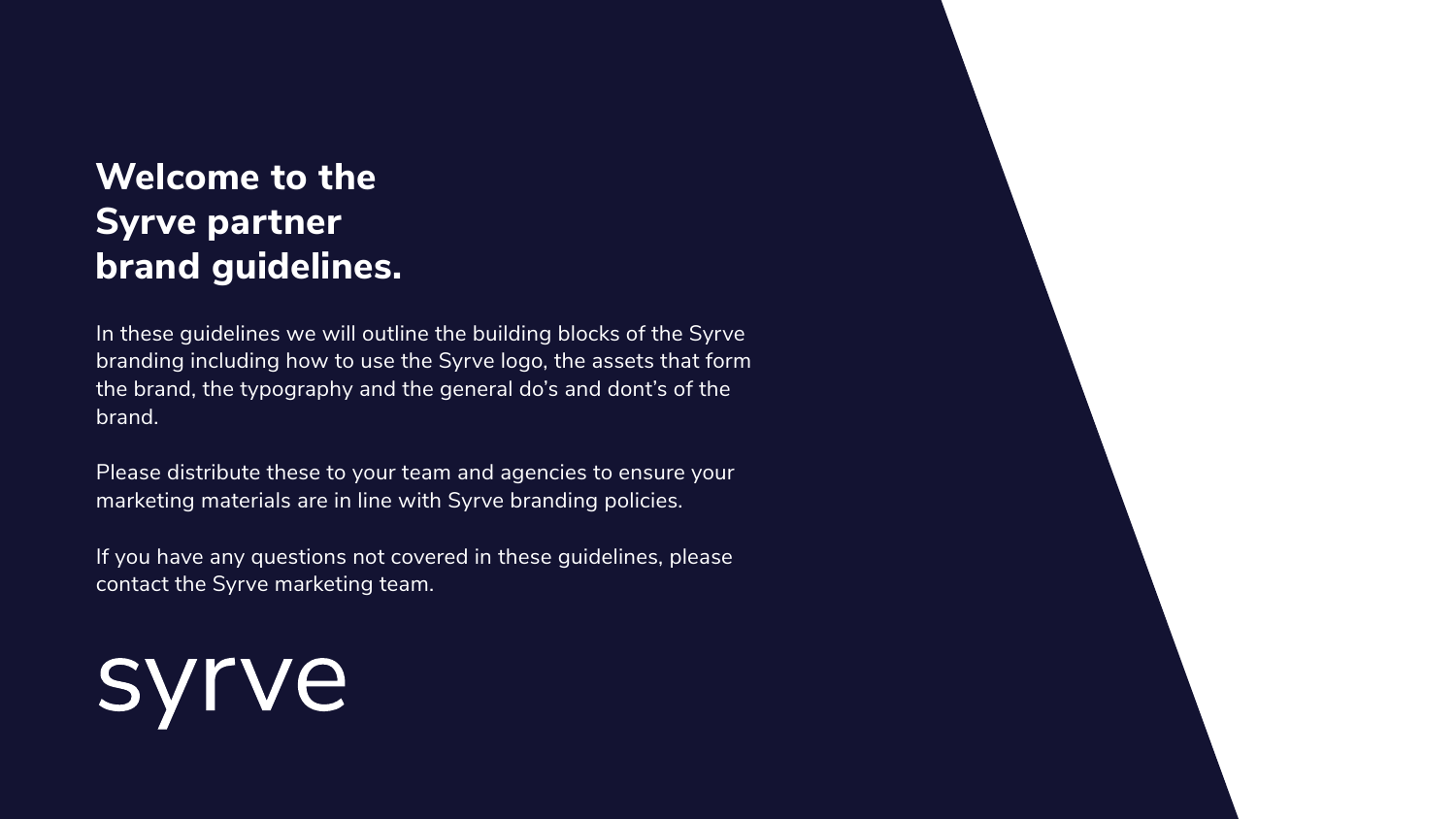# Welcome to the Syrve partner brand guidelines.

In these guidelines we will outline the building blocks of the Syrve branding including how to use the Syrve logo, the assets that form the brand, the typography and the general do's and dont's of the brand.

Please distribute these to your team and agencies to ensure your marketing materials are in line with Syrve branding policies.

If you have any questions not covered in these guidelines, please contact the Syrve marketing team.

syrve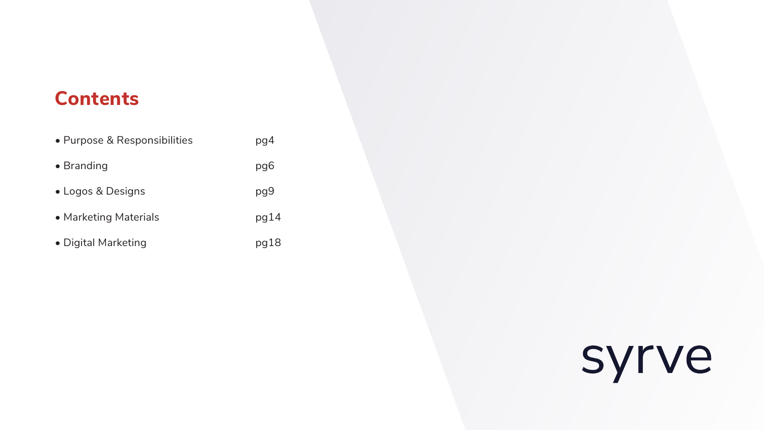## Contents

| | |
|---|---|
| • Purpose & Responsibilities | pg4 |
| • Branding | pg6 |
| • Logos & Designs | pg9 |
| • Marketing Materials | pg14 |
| • Digital Marketing | pg18 |

syrve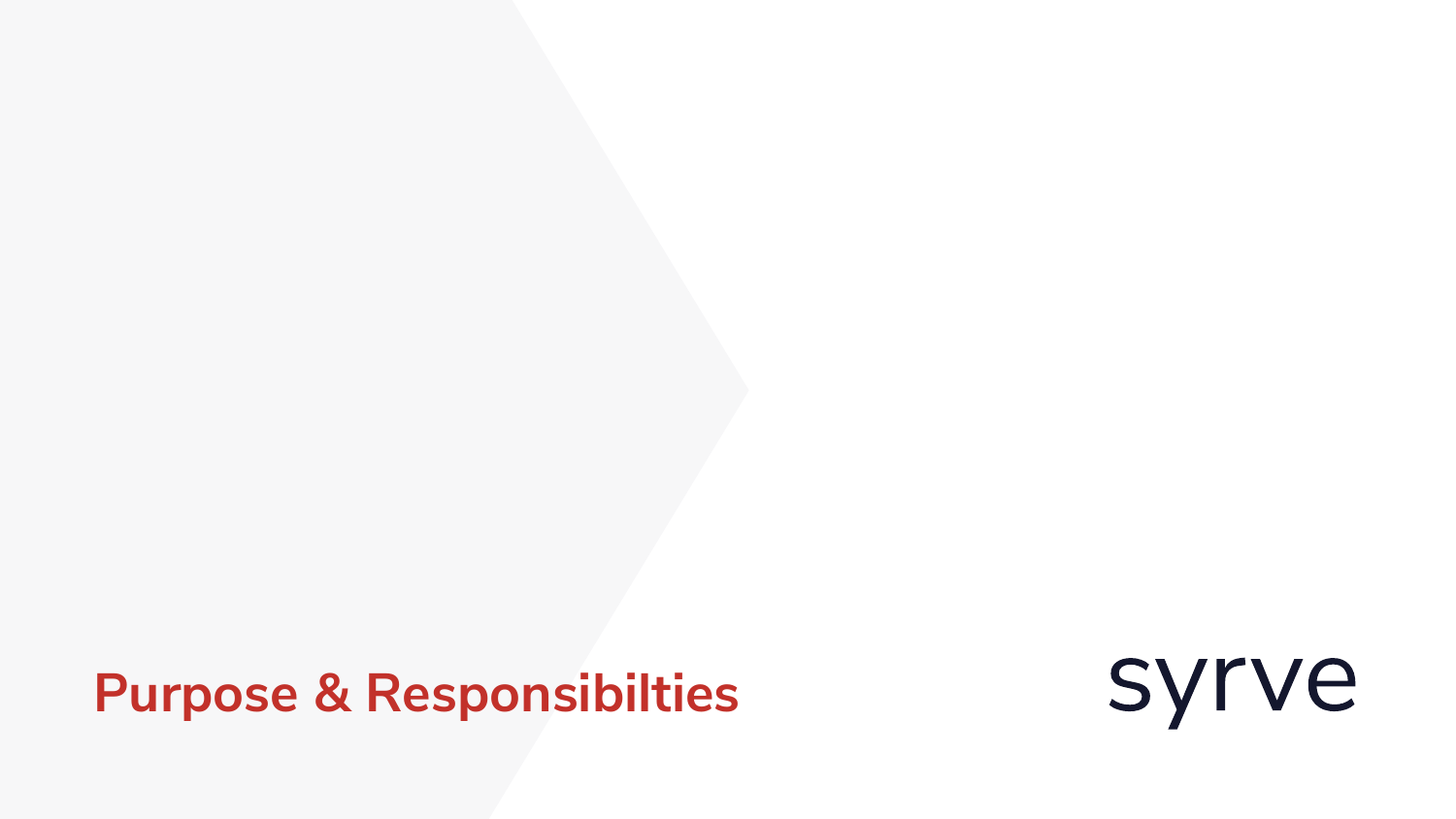# Purpose & Responsibilties

syrve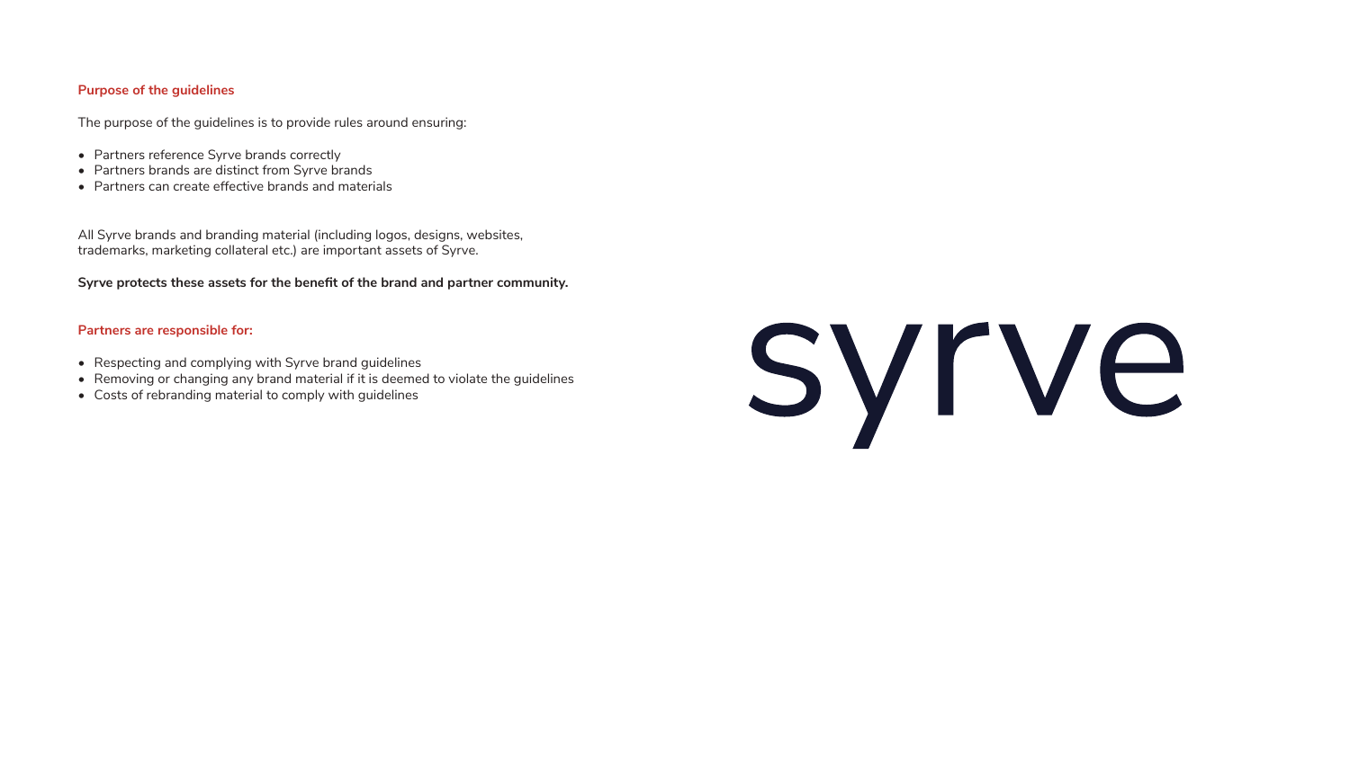**Purpose of the guidelines**

The purpose of the guidelines is to provide rules around ensuring:

- Partners reference Syrve brands correctly
- Partners brands are distinct from Syrve brands
- Partners can create effective brands and materials

All Syrve brands and branding material (including logos, designs, websites, trademarks, marketing collateral etc.) are important assets of Syrve.

**Syrve protects these assets for the benefit of the brand and partner community.**

**Partners are responsible for:**

- Respecting and complying with Syrve brand guidelines
- Removing or changing any brand material if it is deemed to violate the guidelines
- Costs of rebranding material to comply with guidelines

syrve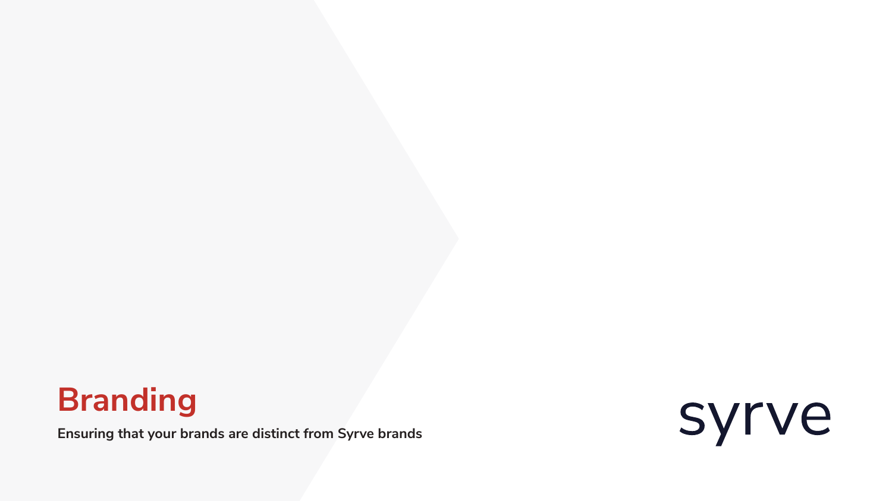# Branding

**Ensuring that your brands are distinct from Syrve brands**

syrve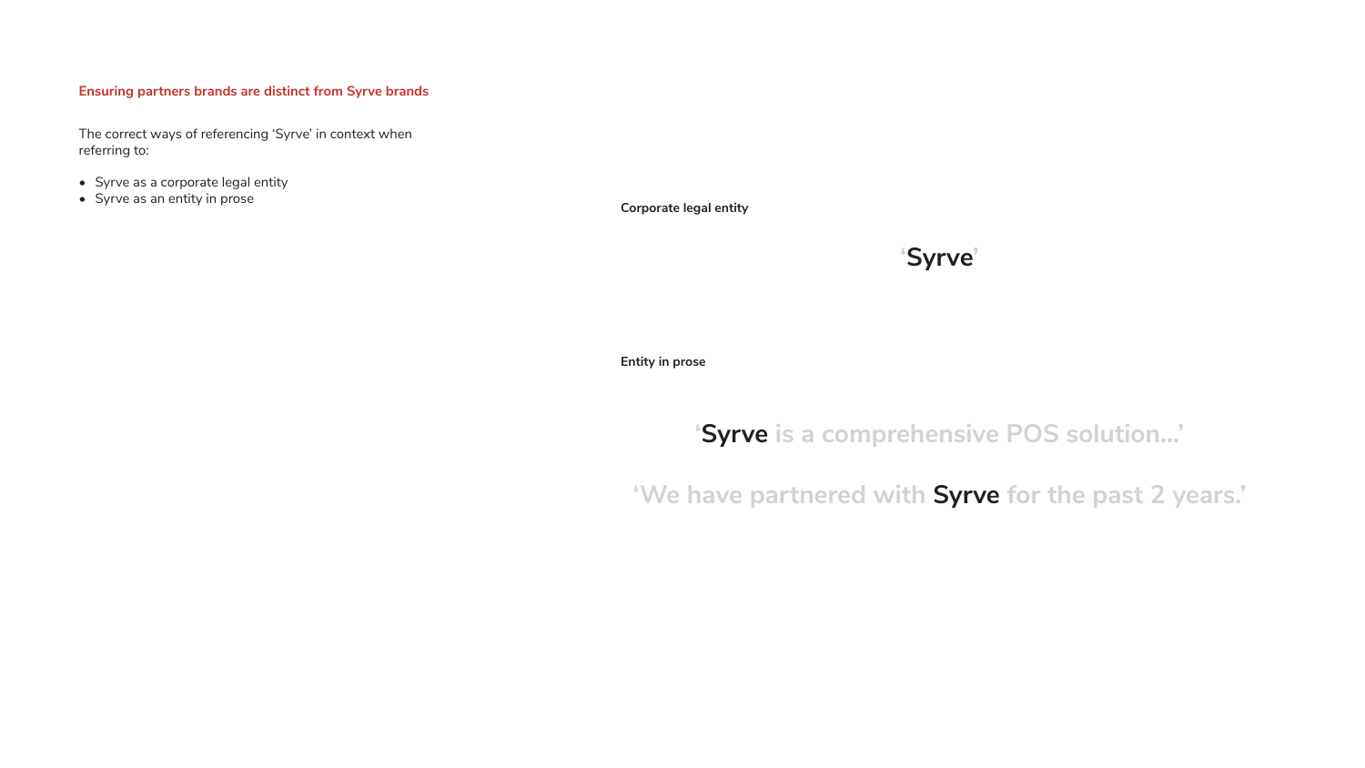## Ensuring partners brands are distinct from Syrve brands

The correct ways of referencing ‘Syrve’ in context when referring to:

- Syrve as a corporate legal entity
- Syrve as an entity in prose

**Corporate legal entity**

‘**Syrve**’

**Entity in prose**

‘**Syrve** is a comprehensive POS solution...’

‘We have partnered with **Syrve** for the past 2 years.’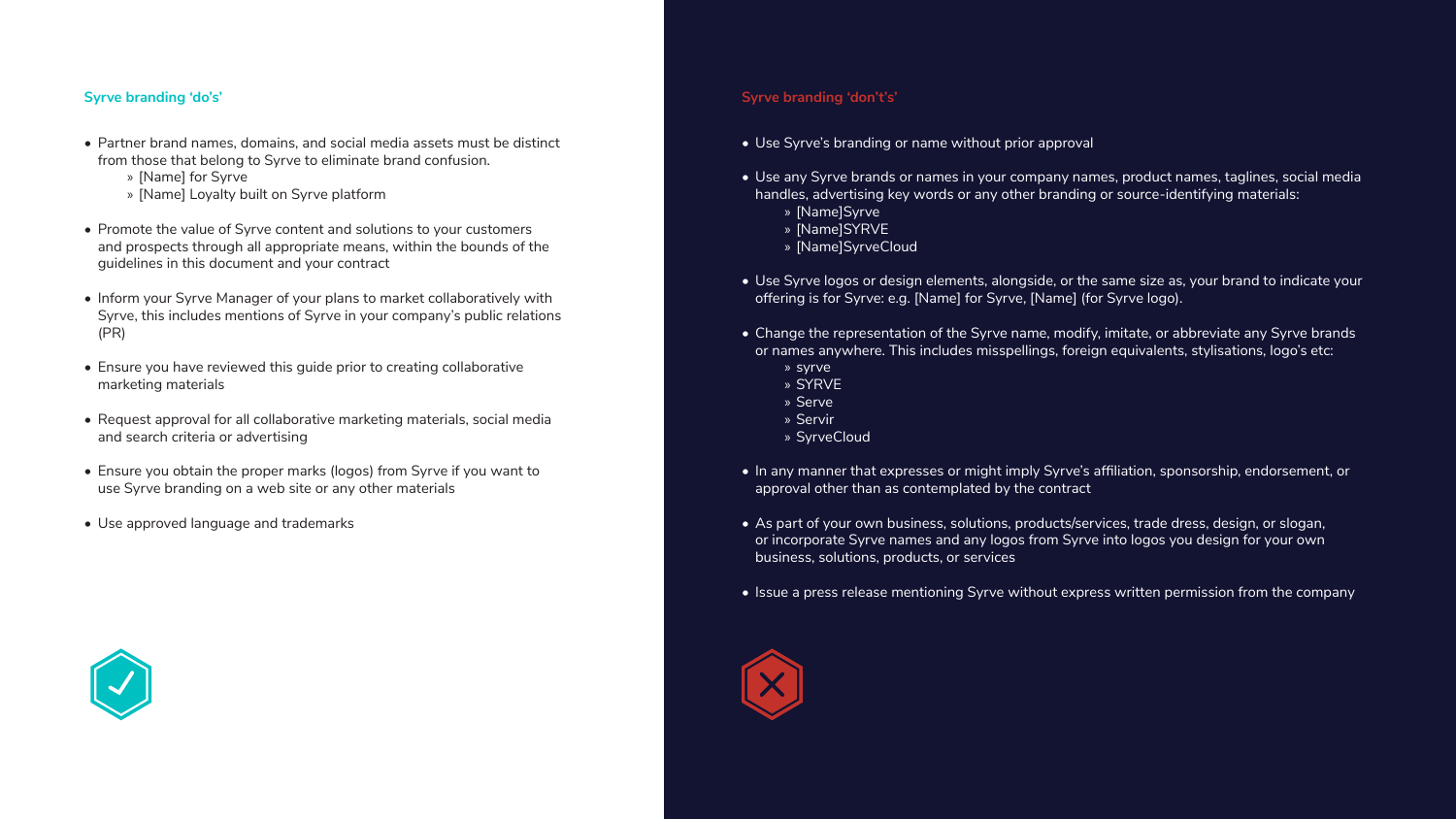## Syrve branding ‘do’s’

- Partner brand names, domains, and social media assets must be distinct from those that belong to Syrve to eliminate brand confusion.
  - » [Name] for Syrve
  - » [Name] Loyalty built on Syrve platform
- Promote the value of Syrve content and solutions to your customers and prospects through all appropriate means, within the bounds of the guidelines in this document and your contract
- Inform your Syrve Manager of your plans to market collaboratively with Syrve, this includes mentions of Syrve in your company’s public relations (PR)
- Ensure you have reviewed this guide prior to creating collaborative marketing materials
- Request approval for all collaborative marketing materials, social media and search criteria or advertising
- Ensure you obtain the proper marks (logos) from Syrve if you want to use Syrve branding on a web site or any other materials
- Use approved language and trademarks

## Syrve branding ‘don’t’s’

- Use Syrve’s branding or name without prior approval
- Use any Syrve brands or names in your company names, product names, taglines, social media handles, advertising key words or any other branding or source-identifying materials:
  - » [Name]Syrve
  - » [Name]SYRVE
  - » [Name]SyrveCloud
- Use Syrve logos or design elements, alongside, or the same size as, your brand to indicate your offering is for Syrve: e.g. [Name] for Syrve, [Name] (for Syrve logo).
- Change the representation of the Syrve name, modify, imitate, or abbreviate any Syrve brands or names anywhere. This includes misspellings, foreign equivalents, stylisations, logo’s etc:
  - » syrve
  - » SYRVE
  - » Serve
  - » Servir
  - » SyrveCloud
- In any manner that expresses or might imply Syrve’s affiliation, sponsorship, endorsement, or approval other than as contemplated by the contract
- As part of your own business, solutions, products/services, trade dress, design, or slogan, or incorporate Syrve names and any logos from Syrve into logos you design for your own business, solutions, products, or services
- Issue a press release mentioning Syrve without express written permission from the company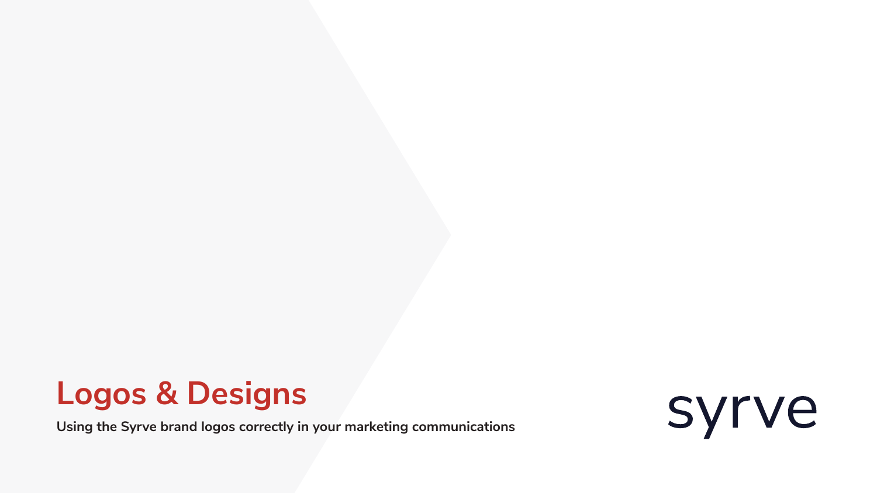# Logos & Designs

**Using the Syrve brand logos correctly in your marketing communications**

syrve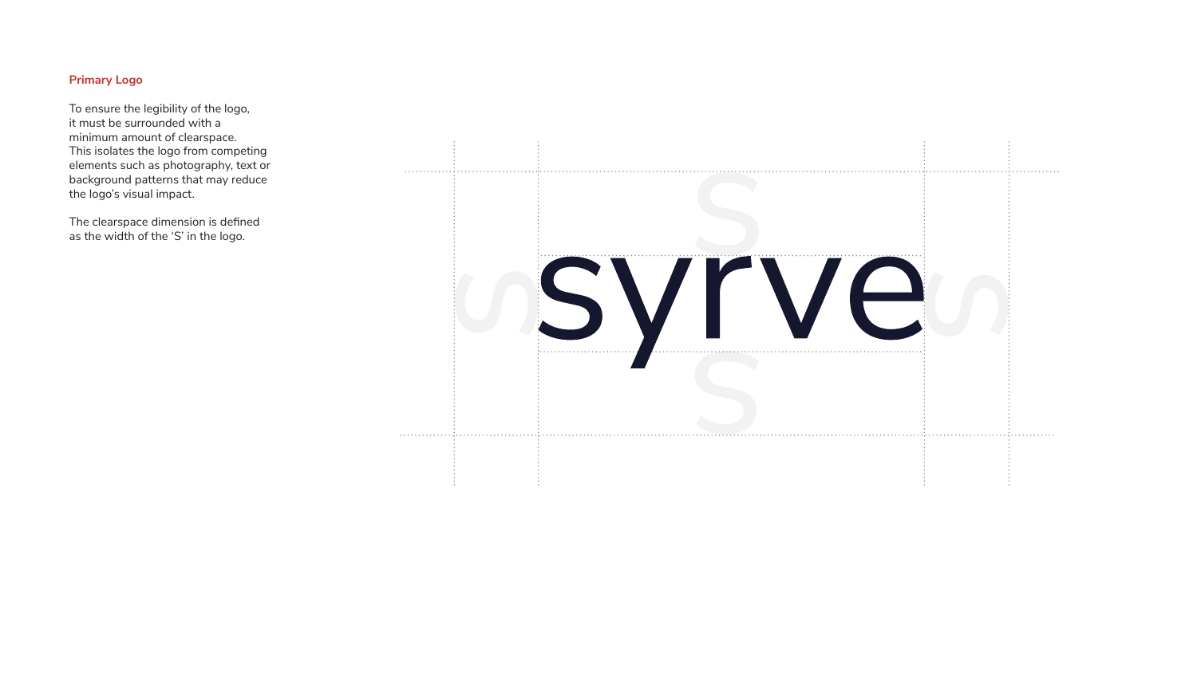**Primary Logo**

To ensure the legibility of the logo, it must be surrounded with a minimum amount of clearspace. This isolates the logo from competing elements such as photography, text or background patterns that may reduce the logo's visual impact.

The clearspace dimension is defined as the width of the 'S' in the logo.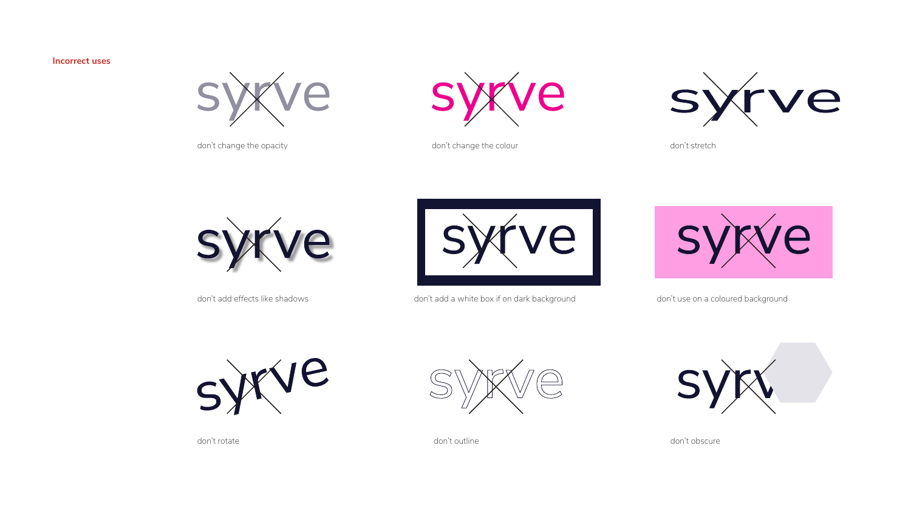**Incorrect uses**

don't change the opacity

don't change the colour

don't stretch

don't add effects like shadows

don't add a white box if on dark background

don't use on a coloured background

don't rotate

don't outline

don't obscure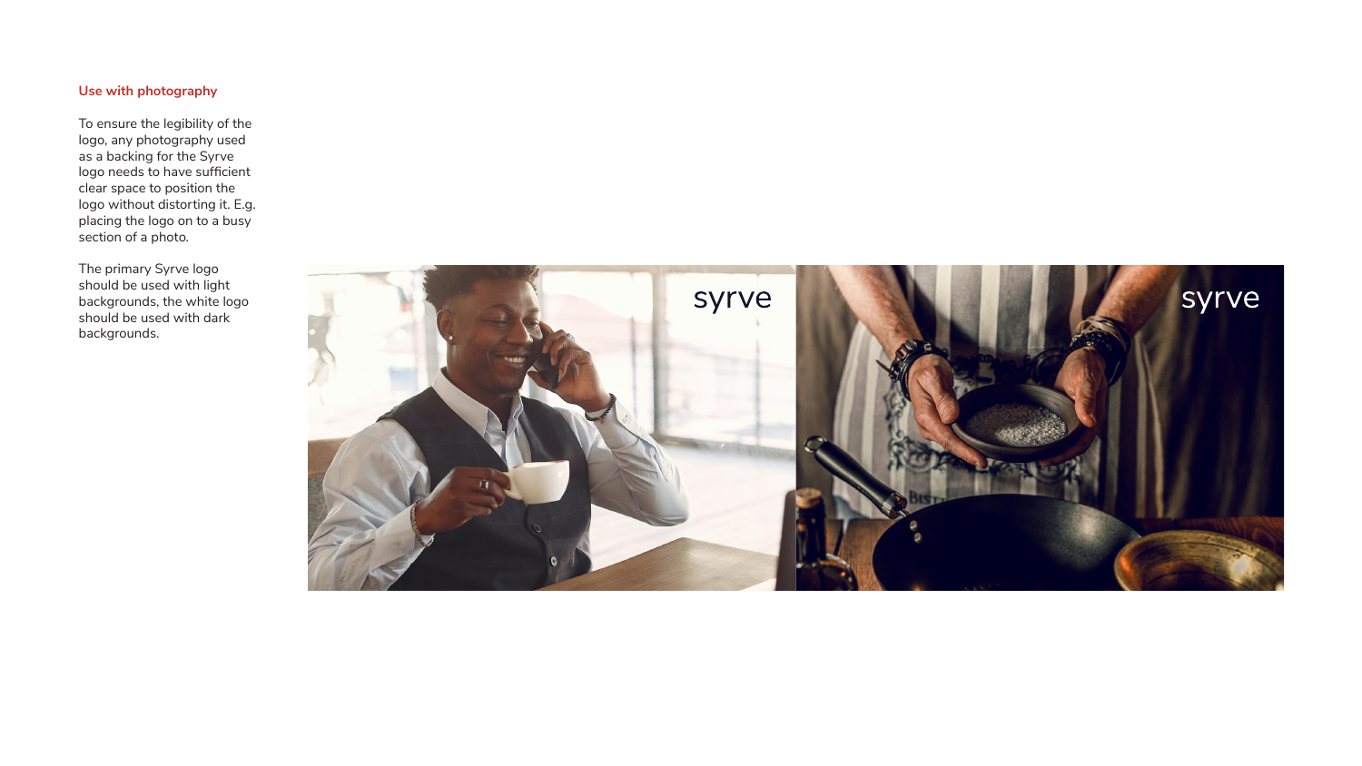### Use with photography

To ensure the legibility of the logo, any photography used as a backing for the Syrve logo needs to have sufficient clear space to position the logo without distorting it. E.g. placing the logo on to a busy section of a photo.

The primary Syrve logo should be used with light backgrounds, the white logo should be used with dark backgrounds.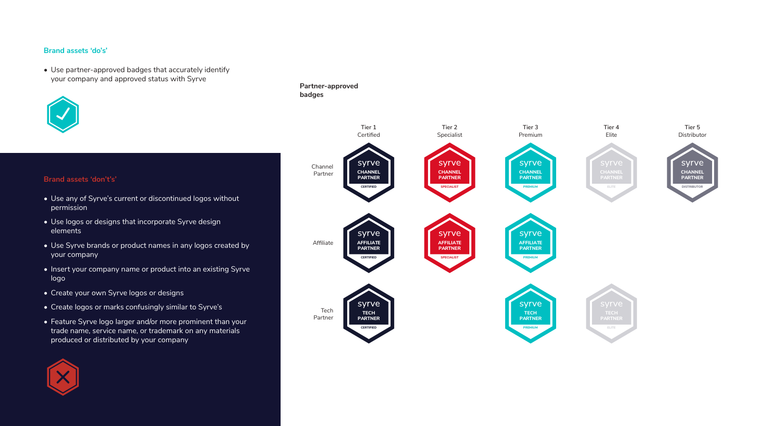## Brand assets 'do's'

- Use partner-approved badges that accurately identify your company and approved status with Syrve

## Brand assets 'don't's'

- Use any of Syrve's current or discontinued logos without permission
- Use logos or designs that incorporate Syrve design elements
- Use Syrve brands or product names in any logos created by your company
- Insert your company name or product into an existing Syrve logo
- Create your own Syrve logos or designs
- Create logos or marks confusingly similar to Syrve's
- Feature Syrve logo larger and/or more prominent than your trade name, service name, or trademark on any materials produced or distributed by your company

**Partner-approved badges**

| | Tier 1 Certified | Tier 2 Specialist | Tier 3 Premium | Tier 4 Elite | Tier 5 Distributor |
|---|---|---|---|---|---|
| Channel Partner | syrve CHANNEL PARTNER CERTIFIED | syrve CHANNEL PARTNER SPECIALIST | syrve CHANNEL PARTNER PREMIUM | syrve CHANNEL PARTNER ELITE | syrve CHANNEL PARTNER DISTRIBUTOR |
| Affiliate | syrve AFFILIATE PARTNER CERTIFIED | syrve AFFILIATE PARTNER SPECIALIST | syrve AFFILIATE PARTNER PREMIUM | | |
| Tech Partner | syrve TECH PARTNER CERTIFIED | | syrve TECH PARTNER PREMIUM | syrve TECH PARTNER ELITE | |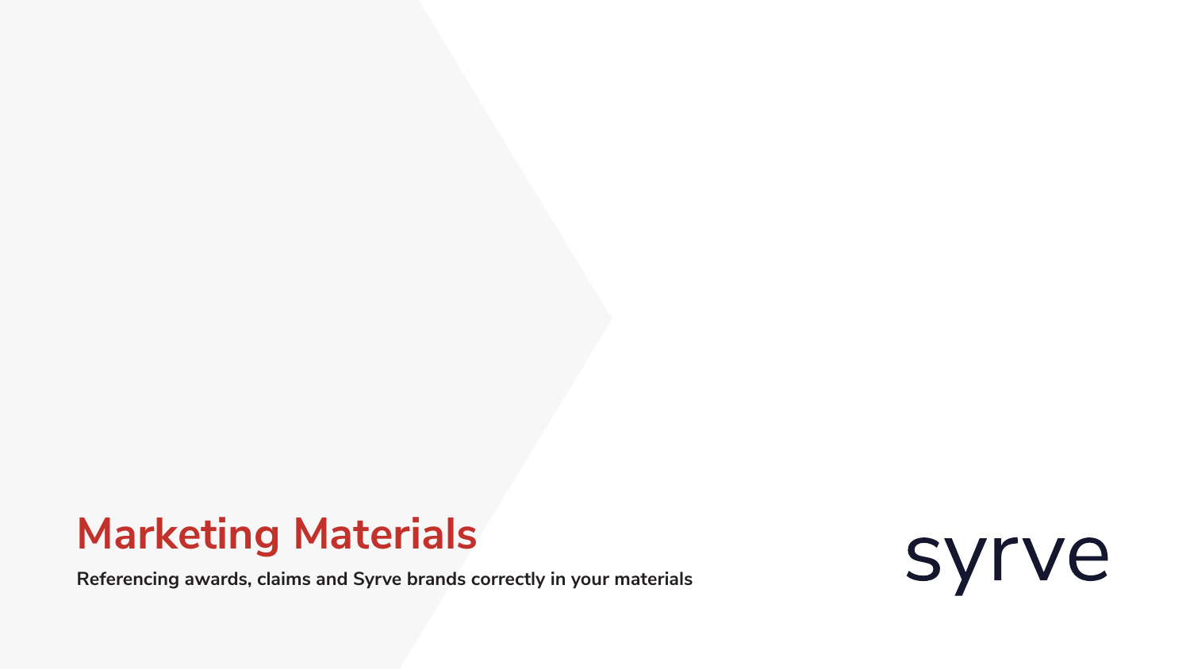# Marketing Materials

**Referencing awards, claims and Syrve brands correctly in your materials**

syrve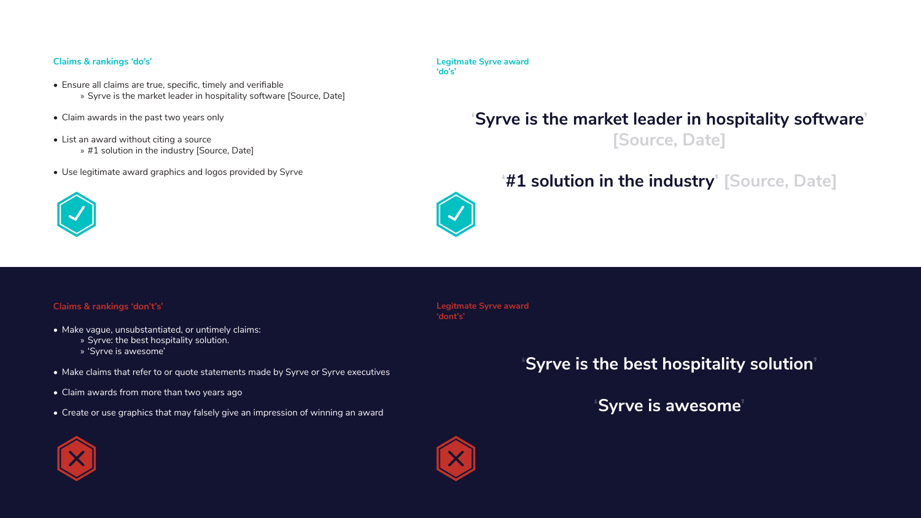### Claims & rankings 'do's'

- Ensure all claims are true, specific, timely and verifiable
  - Syrve is the market leader in hospitality software [Source, Date]
- Claim awards in the past two years only
- List an award without citing a source
  - #1 solution in the industry [Source, Date]
- Use legitimate award graphics and logos provided by Syrve

### Legitmate Syrve award 'do's'

**'Syrve is the market leader in hospitality software'** [Source, Date]

**'#1 solution in the industry'** [Source, Date]

### Claims & rankings 'don't's'

- Make vague, unsubstantiated, or untimely claims:
  - Syrve: the best hospitality solution.
  - 'Syrve is awesome'
- Make claims that refer to or quote statements made by Syrve or Syrve executives
- Claim awards from more than two years ago
- Create or use graphics that may falsely give an impression of winning an award

### Legitmate Syrve award 'dont's'

**'Syrve is the best hospitality solution'**

**'Syrve is awesome'**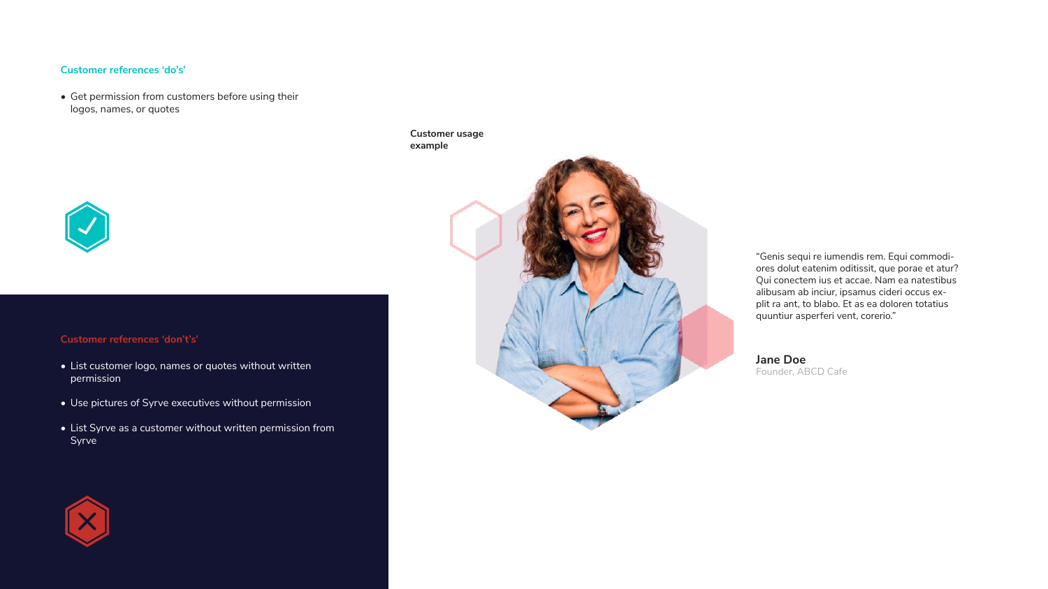### Customer references ‘do’s’

- Get permission from customers before using their logos, names, or quotes

### Customer references ‘don’t’s’

- List customer logo, names or quotes without written permission
- Use pictures of Syrve executives without permission
- List Syrve as a customer without written permission from Syrve

**Customer usage example**

“Genis sequi re iumendis rem. Equi commodi-ores dolut eatenim oditissit, que porae et atur? Qui conectem ius et accae. Nam ea natestibus alibusam ab inciur, ipsamus cideri occus ex-plit ra ant, to blabo. Et as ea doloren totatius quuntiur asperferi vent, corerio.”

**Jane Doe**
Founder, ABCD Cafe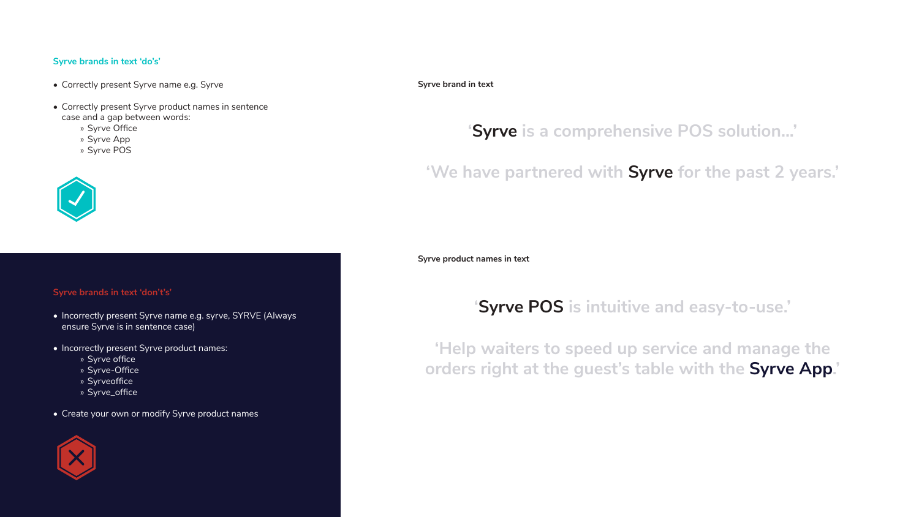## Syrve brands in text 'do's'

- Correctly present Syrve name e.g. Syrve
- Correctly present Syrve product names in sentence case and a gap between words:
  - » Syrve Office
  - » Syrve App
  - » Syrve POS

## Syrve brands in text 'don't's'

- Incorrectly present Syrve name e.g. syrve, SYRVE (Always ensure Syrve is in sentence case)
- Incorrectly present Syrve product names:
  - » Syrve office
  - » Syrve-Office
  - » Syrveoffice
  - » Syrve_office
- Create your own or modify Syrve product names

**Syrve brand in text**

'**Syrve** is a comprehensive POS solution...'

'We have partnered with **Syrve** for the past 2 years.'

**Syrve product names in text**

'**Syrve POS** is intuitive and easy-to-use.'

'Help waiters to speed up service and manage the orders right at the guest's table with the **Syrve App**.'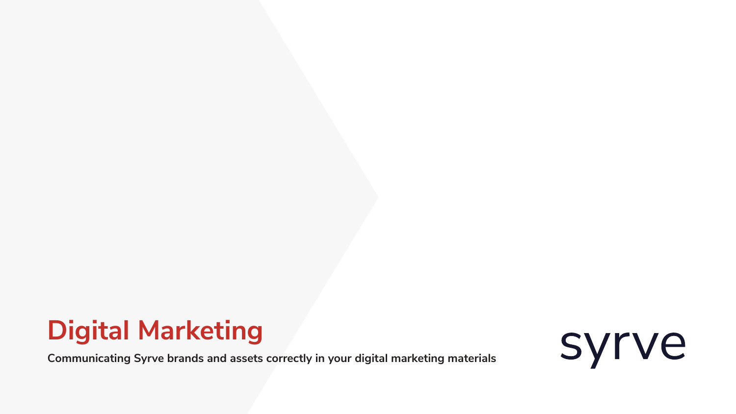# Digital Marketing

**Communicating Syrve brands and assets correctly in your digital marketing materials**

syrve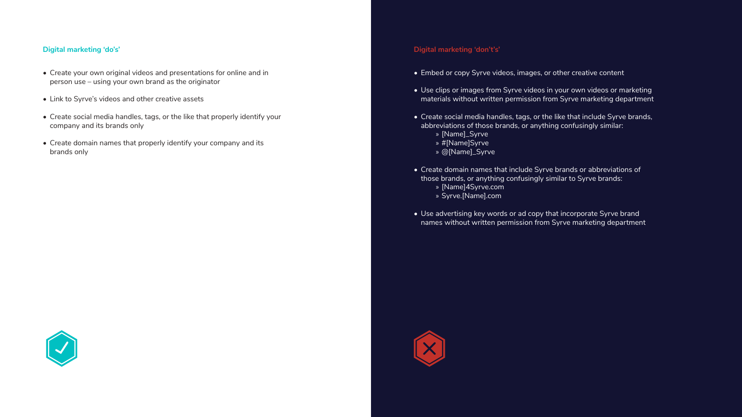## Digital marketing ‘do’s’

- Create your own original videos and presentations for online and in person use – using your own brand as the originator
- Link to Syrve’s videos and other creative assets
- Create social media handles, tags, or the like that properly identify your company and its brands only
- Create domain names that properly identify your company and its brands only

## Digital marketing ‘don’t’s’

- Embed or copy Syrve videos, images, or other creative content
- Use clips or images from Syrve videos in your own videos or marketing materials without written permission from Syrve marketing department
- Create social media handles, tags, or the like that include Syrve brands, abbreviations of those brands, or anything confusingly similar:
  - [Name]_Syrve
  - #[Name]Syrve
  - @[Name]_Syrve
- Create domain names that include Syrve brands or abbreviations of those brands, or anything confusingly similar to Syrve brands:
  - [Name]4Syrve.com
  - Syrve.[Name].com
- Use advertising key words or ad copy that incorporate Syrve brand names without written permission from Syrve marketing department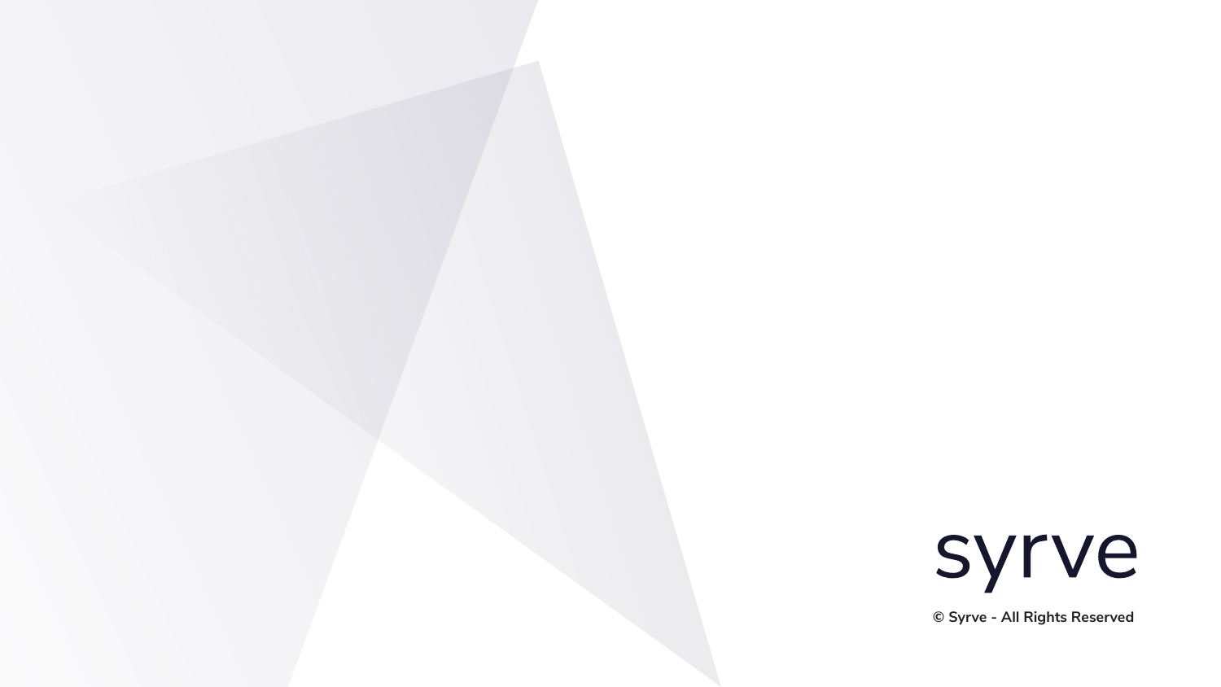syrve

© Syrve - All Rights Reserved